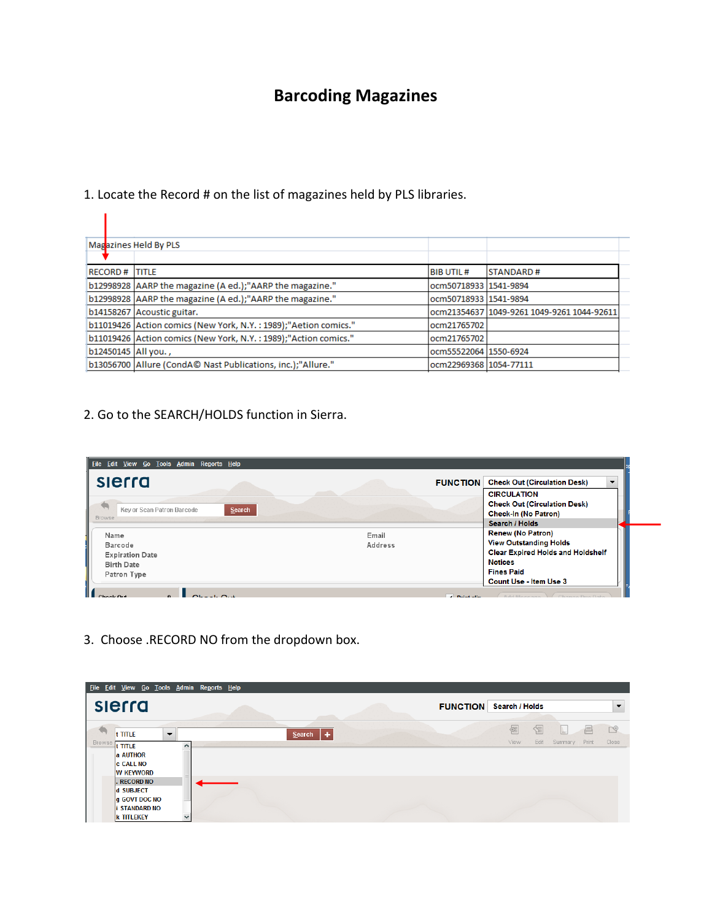# Barcoding Magazines

1. Locate the Record # on the list of magazines held by PLS libraries.

| Magazines Held By PLS | | | |
|---|---|---|---|
| RECORD # | TITLE | BIB UTIL # | STANDARD # |
| b12998928 | AARP the magazine (A ed.);"AARP the magazine." | ocm50718933 | 1541-9894 |
| b12998928 | AARP the magazine (A ed.);"AARP the magazine." | ocm50718933 | 1541-9894 |
| b14158267 | Acoustic guitar. | ocm21354637 | 1049-9261 1049-9261 1044-92611 |
| b11019426 | Action comics (New York, N.Y. : 1989);"Aetion comics." | ocm21765702 | |
| b11019426 | Action comics (New York, N.Y. : 1989);"Action comics." | ocm21765702 | |
| b12450145 | All you. , | ocm55522064 | 1550-6924 |
| b13056700 | Allure (CondA© Nast Publications, inc.);"Allure." | ocm22969368 | 1054-77111 |

2. Go to the SEARCH/HOLDS function in Sierra.

3. Choose .RECORD NO from the dropdown box.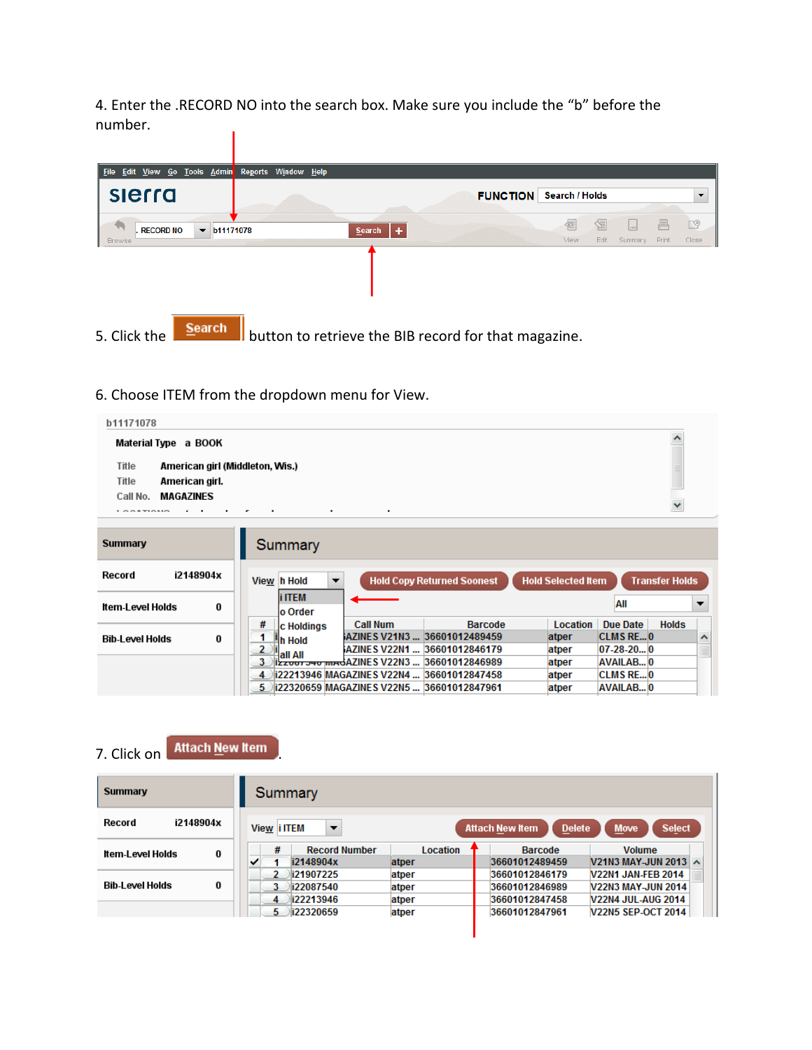4. Enter the .RECORD NO into the search box. Make sure you include the "b" before the number.

5. Click the Search button to retrieve the BIB record for that magazine.

6. Choose ITEM from the dropdown menu for View.

7. Click on Attach New Item.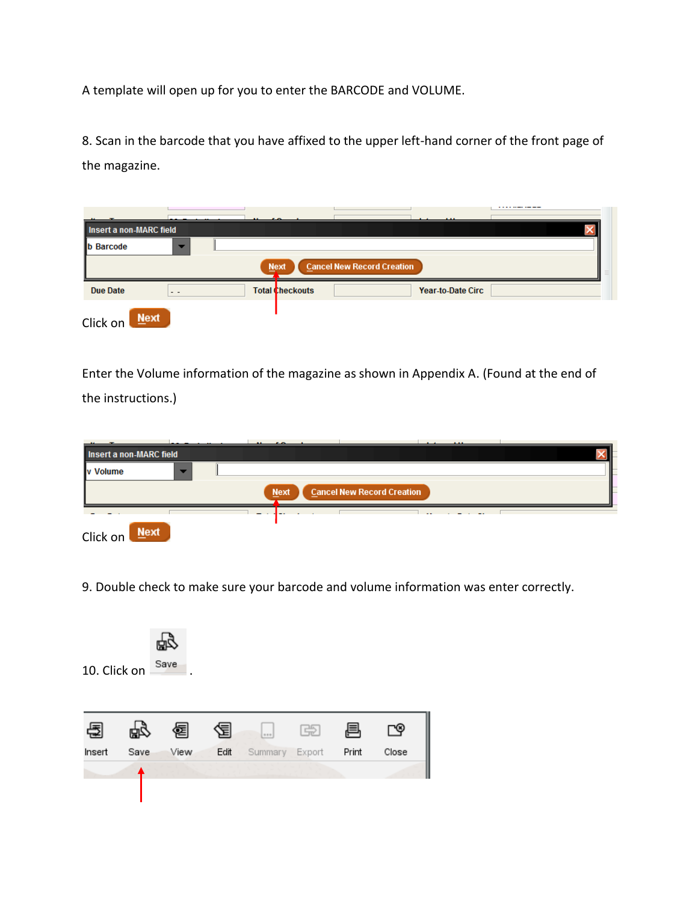A template will open up for you to enter the BARCODE and VOLUME.

8. Scan in the barcode that you have affixed to the upper left-hand corner of the front page of the magazine.

Click on Next

Enter the Volume information of the magazine as shown in Appendix A. (Found at the end of the instructions.)

Click on Next

9. Double check to make sure your barcode and volume information was enter correctly.

10. Click on Save.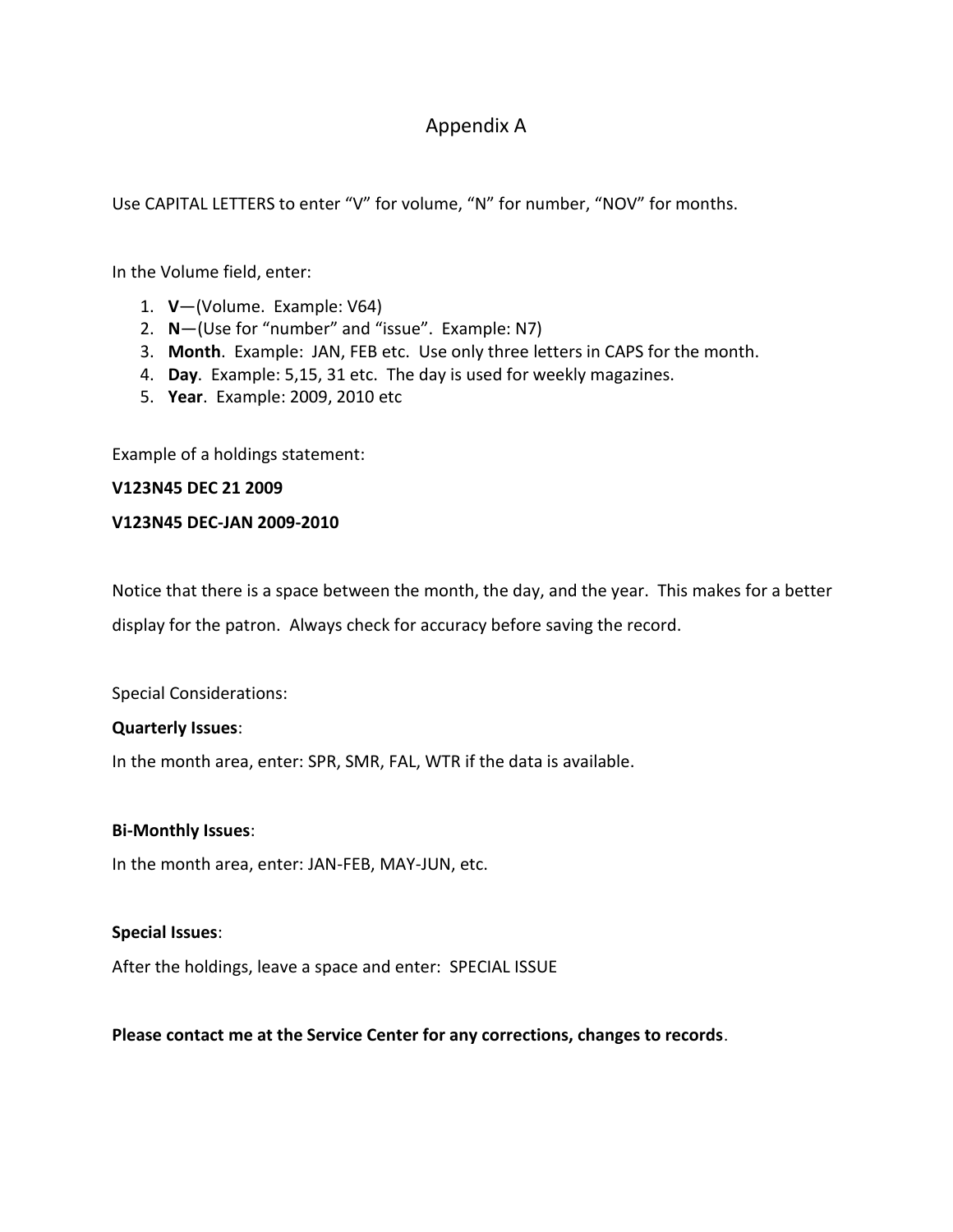# Appendix A

Use CAPITAL LETTERS to enter "V" for volume, "N" for number, "NOV" for months.

In the Volume field, enter:

1. **V**—(Volume. Example: V64)
2. **N**—(Use for "number" and "issue". Example: N7)
3. **Month**. Example: JAN, FEB etc. Use only three letters in CAPS for the month.
4. **Day**. Example: 5,15, 31 etc. The day is used for weekly magazines.
5. **Year**. Example: 2009, 2010 etc

Example of a holdings statement:

**V123N45 DEC 21 2009**

**V123N45 DEC-JAN 2009-2010**

Notice that there is a space between the month, the day, and the year. This makes for a better display for the patron. Always check for accuracy before saving the record.

Special Considerations:

**Quarterly Issues**:

In the month area, enter: SPR, SMR, FAL, WTR if the data is available.

**Bi-Monthly Issues**:

In the month area, enter: JAN-FEB, MAY-JUN, etc.

**Special Issues**:

After the holdings, leave a space and enter: SPECIAL ISSUE

**Please contact me at the Service Center for any corrections, changes to records**.